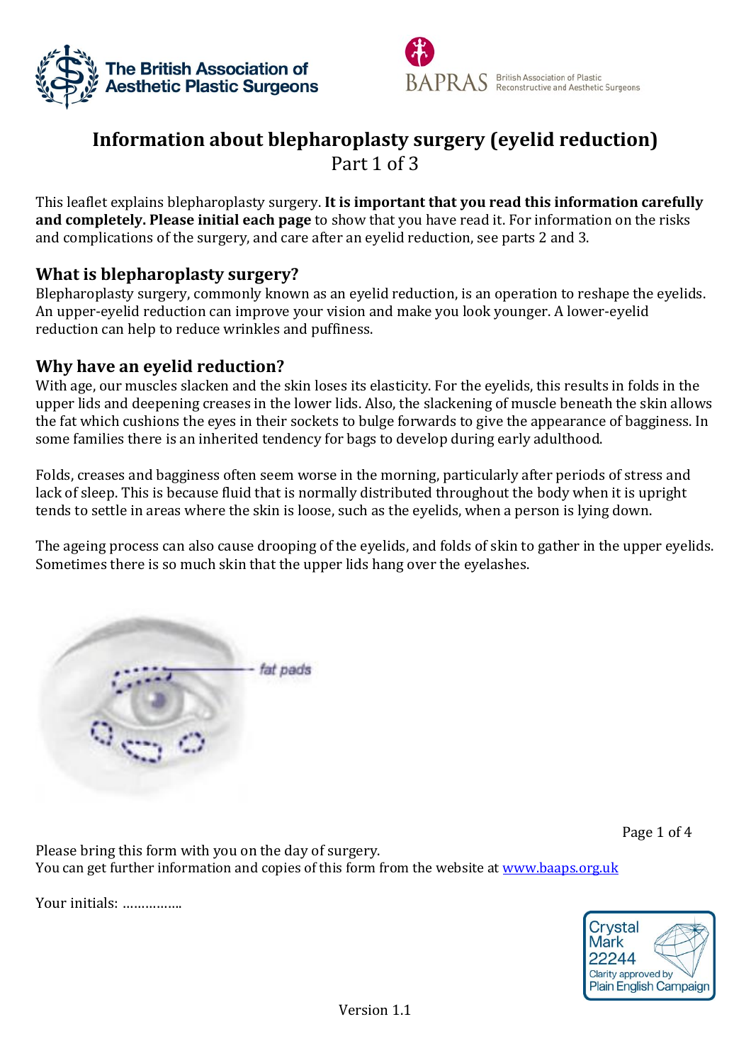# Information about blepharoplasty surgery (eyelid reduction)

Part 1 of 3

This leaflet explains blepharoplasty surgery. **It is important that you read this information carefully and completely. Please initial each page** to show that you have read it. For information on the risks and complications of the surgery, and care after an eyelid reduction, see parts 2 and 3.

## What is blepharoplasty surgery?

Blepharoplasty surgery, commonly known as an eyelid reduction, is an operation to reshape the eyelids. An upper-eyelid reduction can improve your vision and make you look younger. A lower-eyelid reduction can help to reduce wrinkles and puffiness.

## Why have an eyelid reduction?

With age, our muscles slacken and the skin loses its elasticity. For the eyelids, this results in folds in the upper lids and deepening creases in the lower lids. Also, the slackening of muscle beneath the skin allows the fat which cushions the eyes in their sockets to bulge forwards to give the appearance of bagginess. In some families there is an inherited tendency for bags to develop during early adulthood.

Folds, creases and bagginess often seem worse in the morning, particularly after periods of stress and lack of sleep. This is because fluid that is normally distributed throughout the body when it is upright tends to settle in areas where the skin is loose, such as the eyelids, when a person is lying down.

The ageing process can also cause drooping of the eyelids, and folds of skin to gather in the upper eyelids. Sometimes there is so much skin that the upper lids hang over the eyelashes.

fat pads

Please bring this form with you on the day of surgery.
You can get further information and copies of this form from the website at [www.baaps.org.uk](http://www.baaps.org.uk)

Your initials: …………….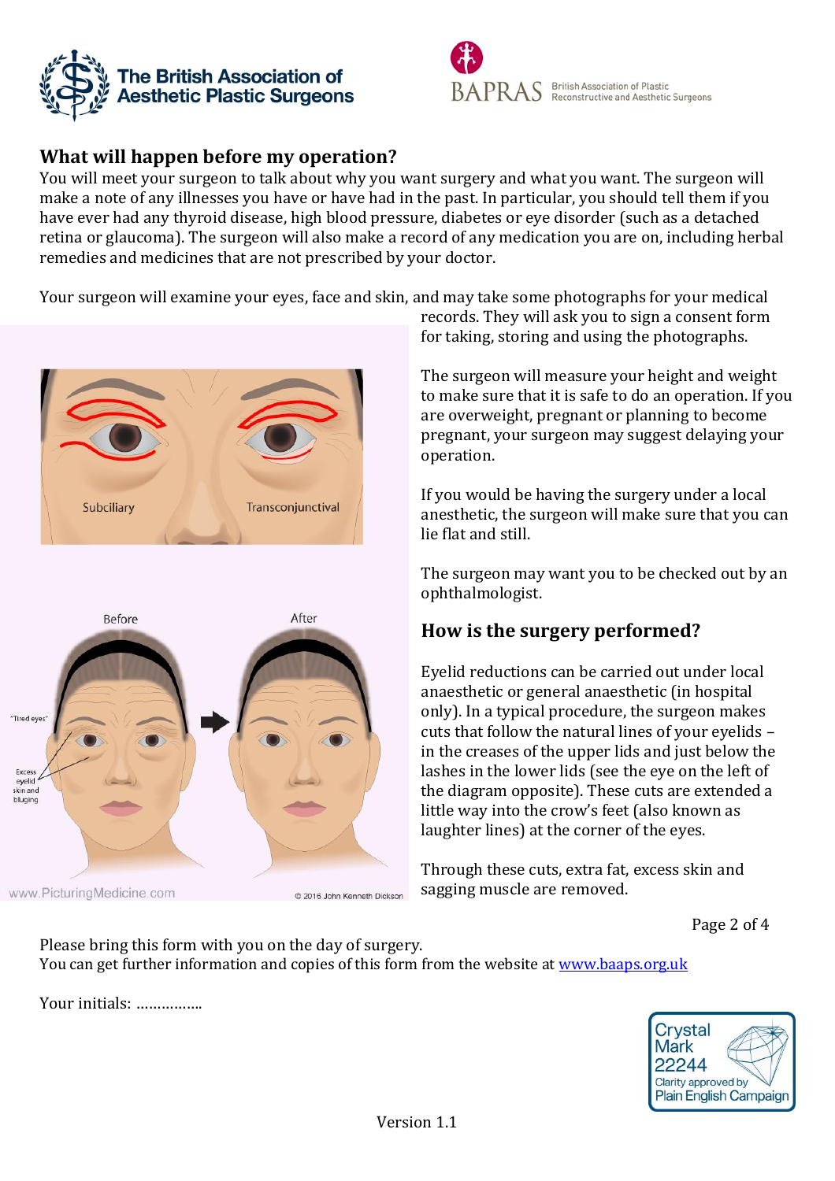## What will happen before my operation?

You will meet your surgeon to talk about why you want surgery and what you want. The surgeon will make a note of any illnesses you have or have had in the past. In particular, you should tell them if you have ever had any thyroid disease, high blood pressure, diabetes or eye disorder (such as a detached retina or glaucoma). The surgeon will also make a record of any medication you are on, including herbal remedies and medicines that are not prescribed by your doctor.

Your surgeon will examine your eyes, face and skin, and may take some photographs for your medical records. They will ask you to sign a consent form for taking, storing and using the photographs.

The surgeon will measure your height and weight to make sure that it is safe to do an operation. If you are overweight, pregnant or planning to become pregnant, your surgeon may suggest delaying your operation.

If you would be having the surgery under a local anesthetic, the surgeon will make sure that you can lie flat and still.

The surgeon may want you to be checked out by an ophthalmologist.

## How is the surgery performed?

Eyelid reductions can be carried out under local anaesthetic or general anaesthetic (in hospital only). In a typical procedure, the surgeon makes cuts that follow the natural lines of your eyelids – in the creases of the upper lids and just below the lashes in the lower lids (see the eye on the left of the diagram opposite). These cuts are extended a little way into the crow's feet (also known as laughter lines) at the corner of the eyes.

Through these cuts, extra fat, excess skin and sagging muscle are removed.

Please bring this form with you on the day of surgery.
You can get further information and copies of this form from the website at www.baaps.org.uk

Your initials: ................

Version 1.1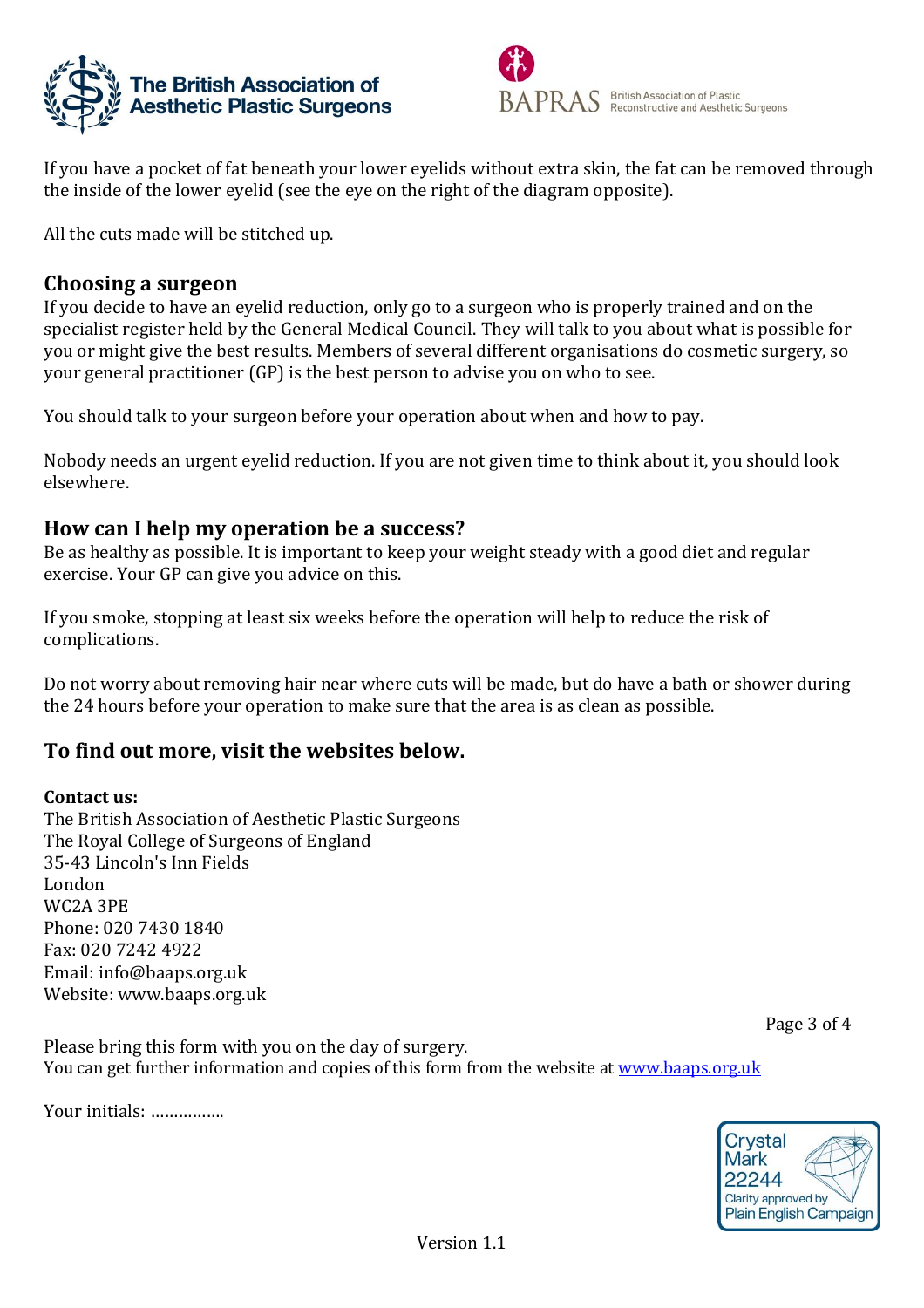If you have a pocket of fat beneath your lower eyelids without extra skin, the fat can be removed through the inside of the lower eyelid (see the eye on the right of the diagram opposite).

All the cuts made will be stitched up.

## Choosing a surgeon

If you decide to have an eyelid reduction, only go to a surgeon who is properly trained and on the specialist register held by the General Medical Council. They will talk to you about what is possible for you or might give the best results. Members of several different organisations do cosmetic surgery, so your general practitioner (GP) is the best person to advise you on who to see.

You should talk to your surgeon before your operation about when and how to pay.

Nobody needs an urgent eyelid reduction. If you are not given time to think about it, you should look elsewhere.

## How can I help my operation be a success?

Be as healthy as possible. It is important to keep your weight steady with a good diet and regular exercise. Your GP can give you advice on this.

If you smoke, stopping at least six weeks before the operation will help to reduce the risk of complications.

Do not worry about removing hair near where cuts will be made, but do have a bath or shower during the 24 hours before your operation to make sure that the area is as clean as possible.

## To find out more, visit the websites below.

**Contact us:**
The British Association of Aesthetic Plastic Surgeons
The Royal College of Surgeons of England
35-43 Lincoln's Inn Fields
London
WC2A 3PE
Phone: 020 7430 1840
Fax: 020 7242 4922
Email: info@baaps.org.uk
Website: www.baaps.org.uk

Please bring this form with you on the day of surgery.
You can get further information and copies of this form from the website at [www.baaps.org.uk](http://www.baaps.org.uk)

Your initials: …………….

Crystal Mark 22244 Clarity approved by Plain English Campaign

Version 1.1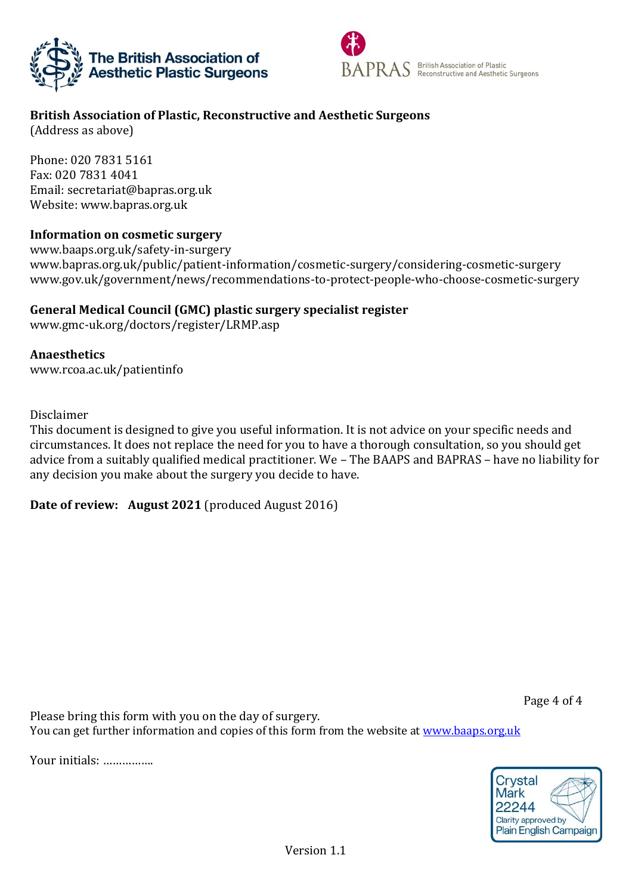**British Association of Plastic, Reconstructive and Aesthetic Surgeons**
(Address as above)

Phone: 020 7831 5161
Fax: 020 7831 4041
Email: secretariat@bapras.org.uk
Website: www.bapras.org.uk

**Information on cosmetic surgery**
www.baaps.org.uk/safety-in-surgery
www.bapras.org.uk/public/patient-information/cosmetic-surgery/considering-cosmetic-surgery
www.gov.uk/government/news/recommendations-to-protect-people-who-choose-cosmetic-surgery

**General Medical Council (GMC) plastic surgery specialist register**
www.gmc-uk.org/doctors/register/LRMP.asp

**Anaesthetics**
www.rcoa.ac.uk/patientinfo

Disclaimer
This document is designed to give you useful information. It is not advice on your specific needs and circumstances. It does not replace the need for you to have a thorough consultation, so you should get advice from a suitably qualified medical practitioner. We – The BAAPS and BAPRAS – have no liability for any decision you make about the surgery you decide to have.

**Date of review: August 2021** (produced August 2016)

Please bring this form with you on the day of surgery.
You can get further information and copies of this form from the website at [www.baaps.org.uk](http://www.baaps.org.uk)

Your initials: ……………..

Crystal Mark 22244 Clarity approved by Plain English Campaign

Version 1.1